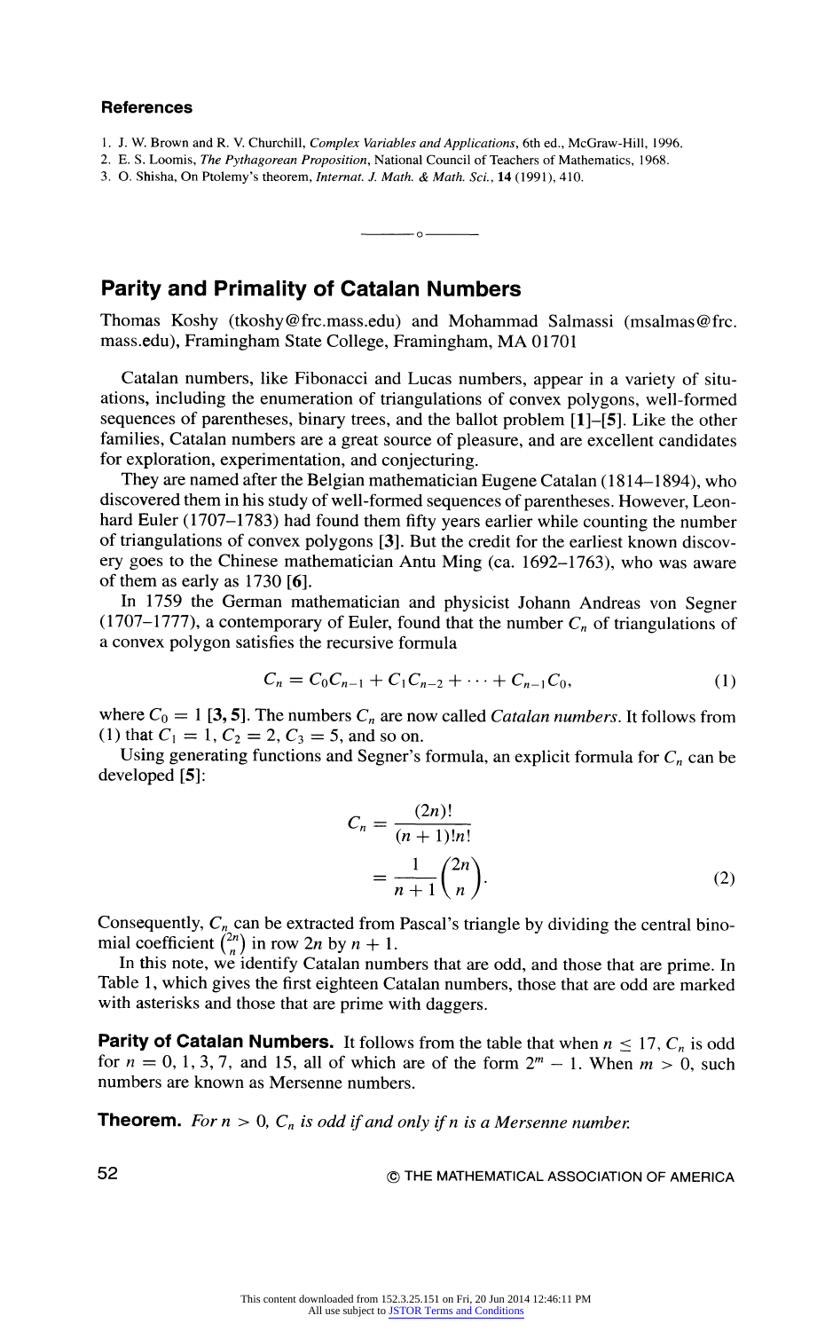## References

1. J. W. Brown and R. V. Churchill, *Complex Variables and Applications*, 6th ed., McGraw-Hill, 1996.
2. E. S. Loomis, *The Pythagorean Proposition*, National Council of Teachers of Mathematics, 1968.
3. O. Shisha, On Ptolemy's theorem, *Internat. J. Math. & Math. Sci.*, **14** (1991), 410.

---

# Parity and Primality of Catalan Numbers

Thomas Koshy (tkoshy@frc.mass.edu) and Mohammad Salmassi (msalmas@frc.mass.edu), Framingham State College, Framingham, MA 01701

Catalan numbers, like Fibonacci and Lucas numbers, appear in a variety of situations, including the enumeration of triangulations of convex polygons, well-formed sequences of parentheses, binary trees, and the ballot problem **[1]**–**[5]**. Like the other families, Catalan numbers are a great source of pleasure, and are excellent candidates for exploration, experimentation, and conjecturing.

They are named after the Belgian mathematician Eugene Catalan (1814–1894), who discovered them in his study of well-formed sequences of parentheses. However, Leonhard Euler (1707–1783) had found them fifty years earlier while counting the number of triangulations of convex polygons **[3]**. But the credit for the earliest known discovery goes to the Chinese mathematician Antu Ming (ca. 1692–1763), who was aware of them as early as 1730 **[6]**.

In 1759 the German mathematician and physicist Johann Andreas von Segner (1707–1777), a contemporary of Euler, found that the number $C_n$ of triangulations of a convex polygon satisfies the recursive formula

$$C_n = C_0 C_{n-1} + C_1 C_{n-2} + \cdots + C_{n-1} C_0, \tag{1}$$

where $C_0 = 1$ **[3, 5]**. The numbers $C_n$ are now called *Catalan numbers*. It follows from (1) that $C_1 = 1$, $C_2 = 2$, $C_3 = 5$, and so on.

Using generating functions and Segner's formula, an explicit formula for $C_n$ can be developed **[5]**:

$$\begin{aligned} C_n &= \frac{(2n)!}{(n+1)!n!} \\ &= \frac{1}{n+1}\binom{2n}{n}. \end{aligned} \tag{2}$$

Consequently, $C_n$ can be extracted from Pascal's triangle by dividing the central binomial coefficient $\binom{2n}{n}$ in row $2n$ by $n+1$.

In this note, we identify Catalan numbers that are odd, and those that are prime. In Table 1, which gives the first eighteen Catalan numbers, those that are odd are marked with asterisks and those that are prime with daggers.

**Parity of Catalan Numbers.** It follows from the table that when $n \leq 17$, $C_n$ is odd for $n = 0, 1, 3, 7$, and 15, all of which are of the form $2^m - 1$. When $m > 0$, such numbers are known as Mersenne numbers.

**Theorem.** *For $n > 0$, $C_n$ is odd if and only if $n$ is a Mersenne number.*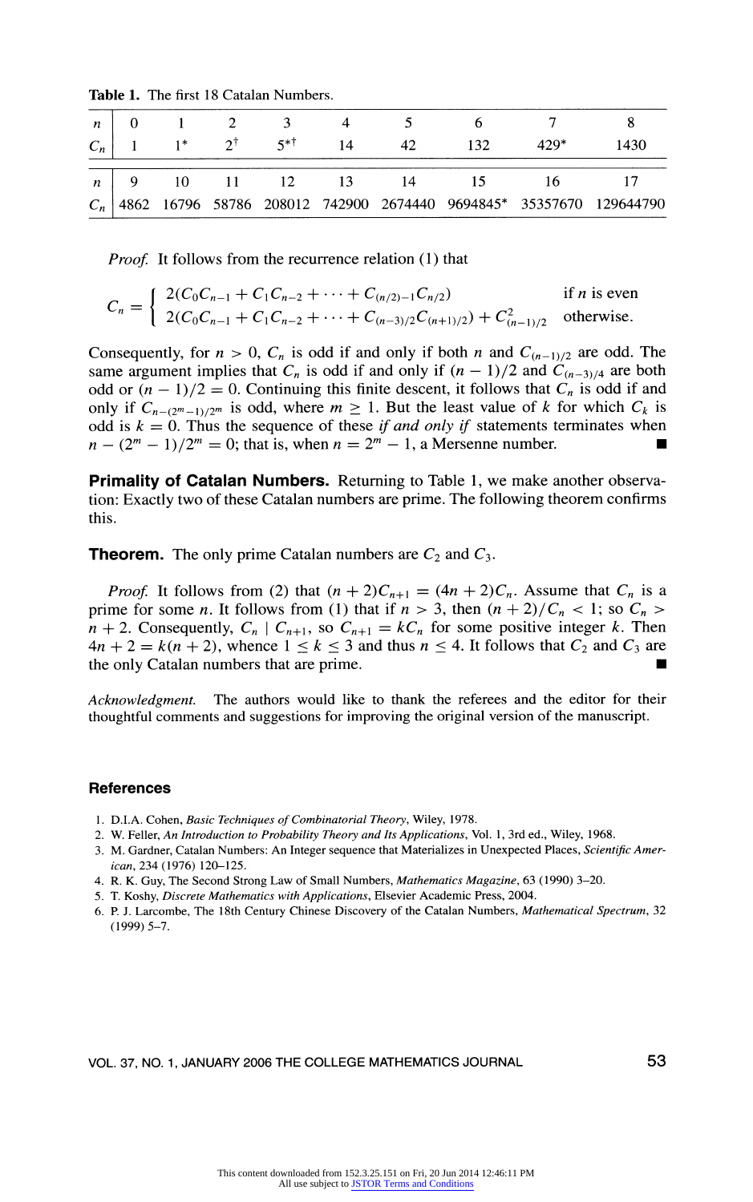Table 1. The first 18 Catalan Numbers.

| $n$ | 0 | 1 | 2 | 3 | 4 | 5 | 6 | 7 | 8 |
|---|---|---|---|---|---|---|---|---|---|
| $C_n$ | 1 | $1^*$ | $2^\dagger$ | $5^{*\dagger}$ | 14 | 42 | 132 | $429^*$ | 1430 |

| $n$ | 9 | 10 | 11 | 12 | 13 | 14 | 15 | 16 | 17 |
|---|---|---|---|---|---|---|---|---|---|
| $C_n$ | 4862 | 16796 | 58786 | 208012 | 742900 | 2674440 | $9694845^*$ | 35357670 | 129644790 |

*Proof.* It follows from the recurrence relation (1) that

$$C_n = \begin{cases} 2(C_0C_{n-1} + C_1C_{n-2} + \cdots + C_{(n/2)-1}C_{n/2}) & \text{if } n \text{ is even} \\ 2(C_0C_{n-1} + C_1C_{n-2} + \cdots + C_{(n-3)/2}C_{(n+1)/2}) + C^2_{(n-1)/2} & \text{otherwise.} \end{cases}$$

Consequently, for $n > 0$, $C_n$ is odd if and only if both $n$ and $C_{(n-1)/2}$ are odd. The same argument implies that $C_n$ is odd if and only if $(n-1)/2$ and $C_{(n-3)/4}$ are both odd or $(n-1)/2 = 0$. Continuing this finite descent, it follows that $C_n$ is odd if and only if $C_{n-(2^m-1)/2^m}$ is odd, where $m \geq 1$. But the least value of $k$ for which $C_k$ is odd is $k = 0$. Thus the sequence of these *if and only if* statements terminates when $n - (2^m - 1)/2^m = 0$; that is, when $n = 2^m - 1$, a Mersenne number. ■

**Primality of Catalan Numbers.** Returning to Table 1, we make another observation: Exactly two of these Catalan numbers are prime. The following theorem confirms this.

**Theorem.** The only prime Catalan numbers are $C_2$ and $C_3$.

*Proof.* It follows from (2) that $(n+2)C_{n+1} = (4n+2)C_n$. Assume that $C_n$ is a prime for some $n$. It follows from (1) that if $n > 3$, then $(n+2)/C_n < 1$; so $C_n > n+2$. Consequently, $C_n \mid C_{n+1}$, so $C_{n+1} = kC_n$ for some positive integer $k$. Then $4n+2 = k(n+2)$, whence $1 \leq k \leq 3$ and thus $n \leq 4$. It follows that $C_2$ and $C_3$ are the only Catalan numbers that are prime. ■

*Acknowledgment.* The authors would like to thank the referees and the editor for their thoughtful comments and suggestions for improving the original version of the manuscript.

## References

1. D.I.A. Cohen, *Basic Techniques of Combinatorial Theory*, Wiley, 1978.
2. W. Feller, *An Introduction to Probability Theory and Its Applications*, Vol. 1, 3rd ed., Wiley, 1968.
3. M. Gardner, Catalan Numbers: An Integer sequence that Materializes in Unexpected Places, *Scientific American*, 234 (1976) 120–125.
4. R. K. Guy, The Second Strong Law of Small Numbers, *Mathematics Magazine*, 63 (1990) 3–20.
5. T. Koshy, *Discrete Mathematics with Applications*, Elsevier Academic Press, 2004.
6. P. J. Larcombe, The 18th Century Chinese Discovery of the Catalan Numbers, *Mathematical Spectrum*, 32 (1999) 5–7.